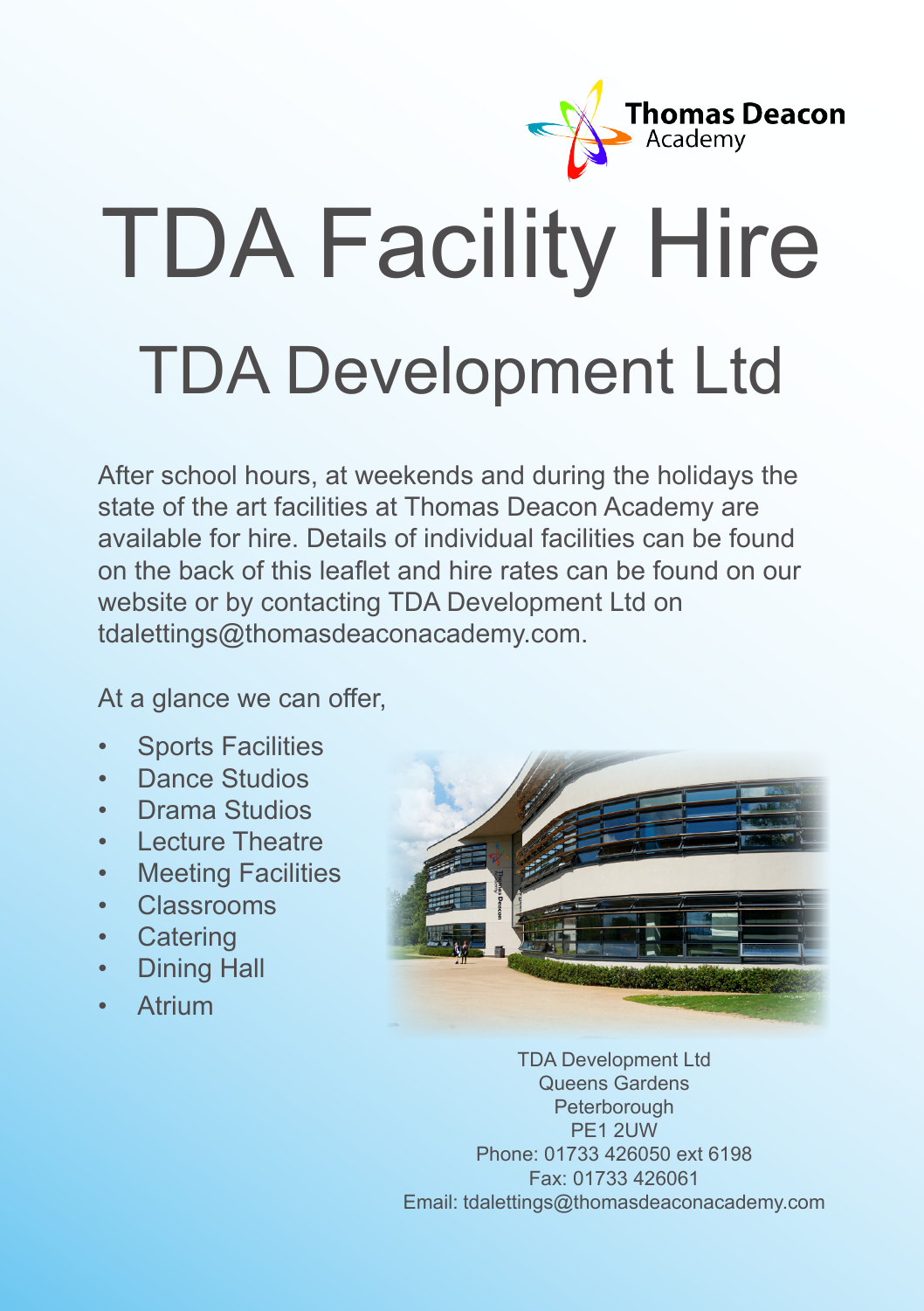Thomas Deacon Academy

# TDA Facility Hire

## TDA Development Ltd

After school hours, at weekends and during the holidays the state of the art facilities at Thomas Deacon Academy are available for hire. Details of individual facilities can be found on the back of this leaflet and hire rates can be found on our website or by contacting TDA Development Ltd on tdalettings@thomasdeaconacademy.com.

At a glance we can offer,

- Sports Facilities
- Dance Studios
- Drama Studios
- Lecture Theatre
- Meeting Facilities
- Classrooms
- Catering
- Dining Hall
- Atrium

TDA Development Ltd
Queens Gardens
Peterborough
PE1 2UW
Phone: 01733 426050 ext 6198
Fax: 01733 426061
Email: tdalettings@thomasdeaconacademy.com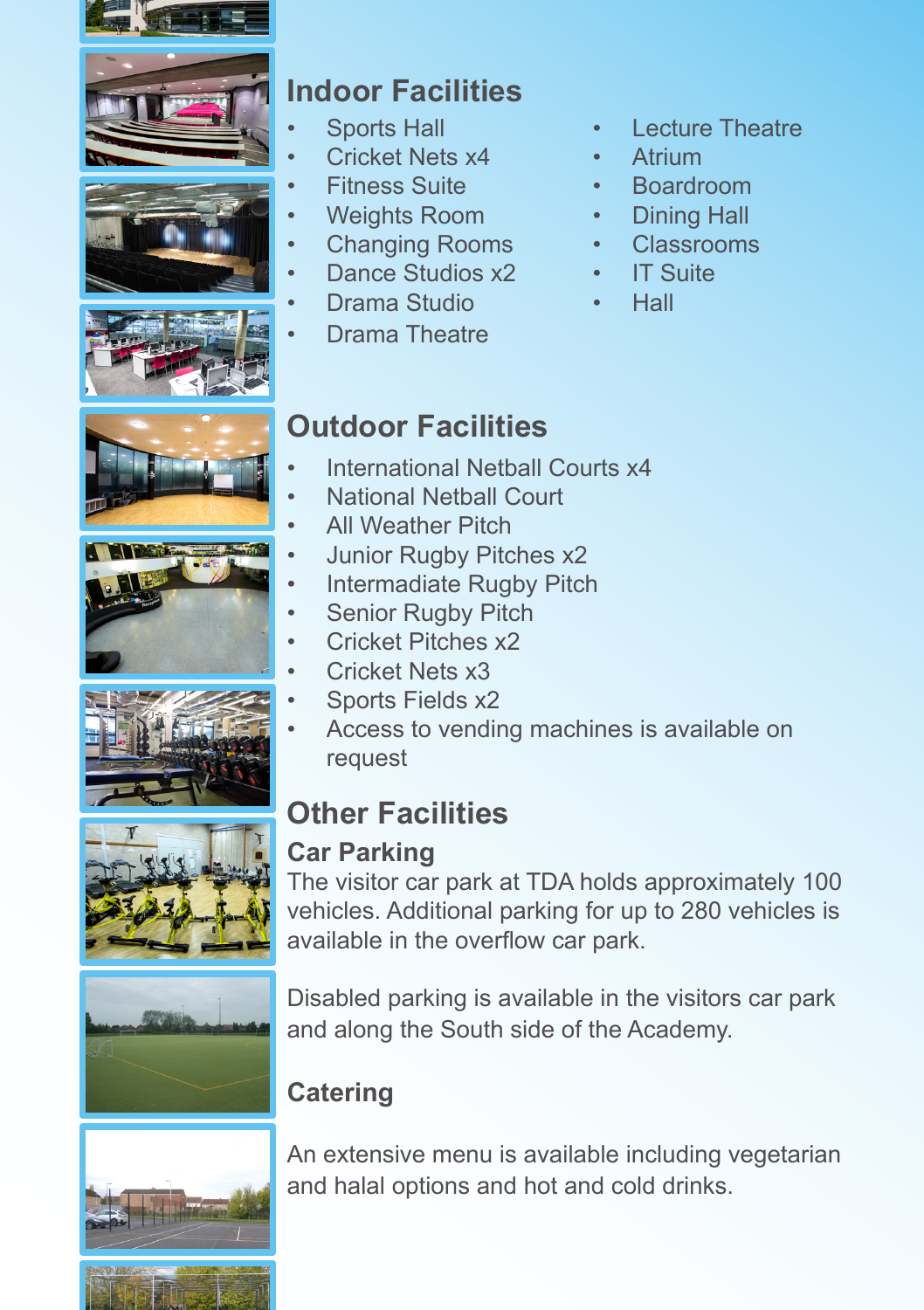## Indoor Facilities

- Sports Hall
- Cricket Nets x4
- Fitness Suite
- Weights Room
- Changing Rooms
- Dance Studios x2
- Drama Studio
- Drama Theatre
- Lecture Theatre
- Atrium
- Boardroom
- Dining Hall
- Classrooms
- IT Suite
- Hall

## Outdoor Facilities

- International Netball Courts x4
- National Netball Court
- All Weather Pitch
- Junior Rugby Pitches x2
- Intermadiate Rugby Pitch
- Senior Rugby Pitch
- Cricket Pitches x2
- Cricket Nets x3
- Sports Fields x2
- Access to vending machines is available on request

## Other Facilities

### Car Parking

The visitor car park at TDA holds approximately 100 vehicles. Additional parking for up to 280 vehicles is available in the overflow car park.

Disabled parking is available in the visitors car park and along the South side of the Academy.

### Catering

An extensive menu is available including vegetarian and halal options and hot and cold drinks.